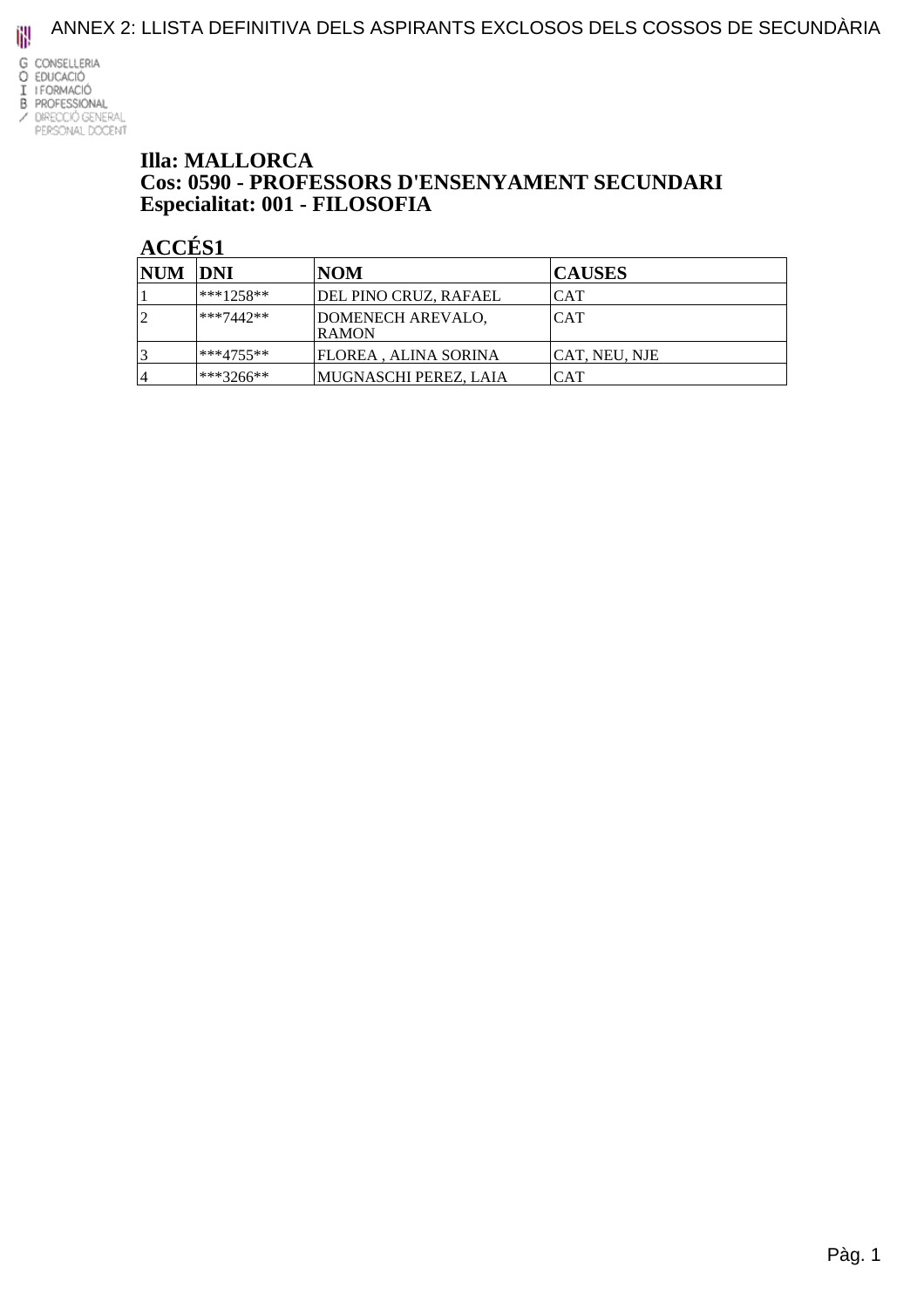# ANNEX 2: LLISTA DEFINITIVA DELS ASPIRANTS EXCLOSOS DELS COSSOS DE SECUNDÀRIA

GOIB / CONSELLERIA EDUCACIÓ I FORMACIÓ PROFESSIONAL / DIRECCIÓ GENERAL PERSONAL DOCENT

## Illa: MALLORCA
## Cos: 0590 - PROFESSORS D'ENSENYAMENT SECUNDARI
## Especialitat: 001 - FILOSOFIA

### ACCÉS1

| NUM | DNI | NOM | CAUSES |
|---|---|---|---|
| 1 | ***1258** | DEL PINO CRUZ, RAFAEL | CAT |
| 2 | ***7442** | DOMENECH AREVALO, RAMON | CAT |
| 3 | ***4755** | FLOREA , ALINA SORINA | CAT, NEU, NJE |
| 4 | ***3266** | MUGNASCHI PEREZ, LAIA | CAT |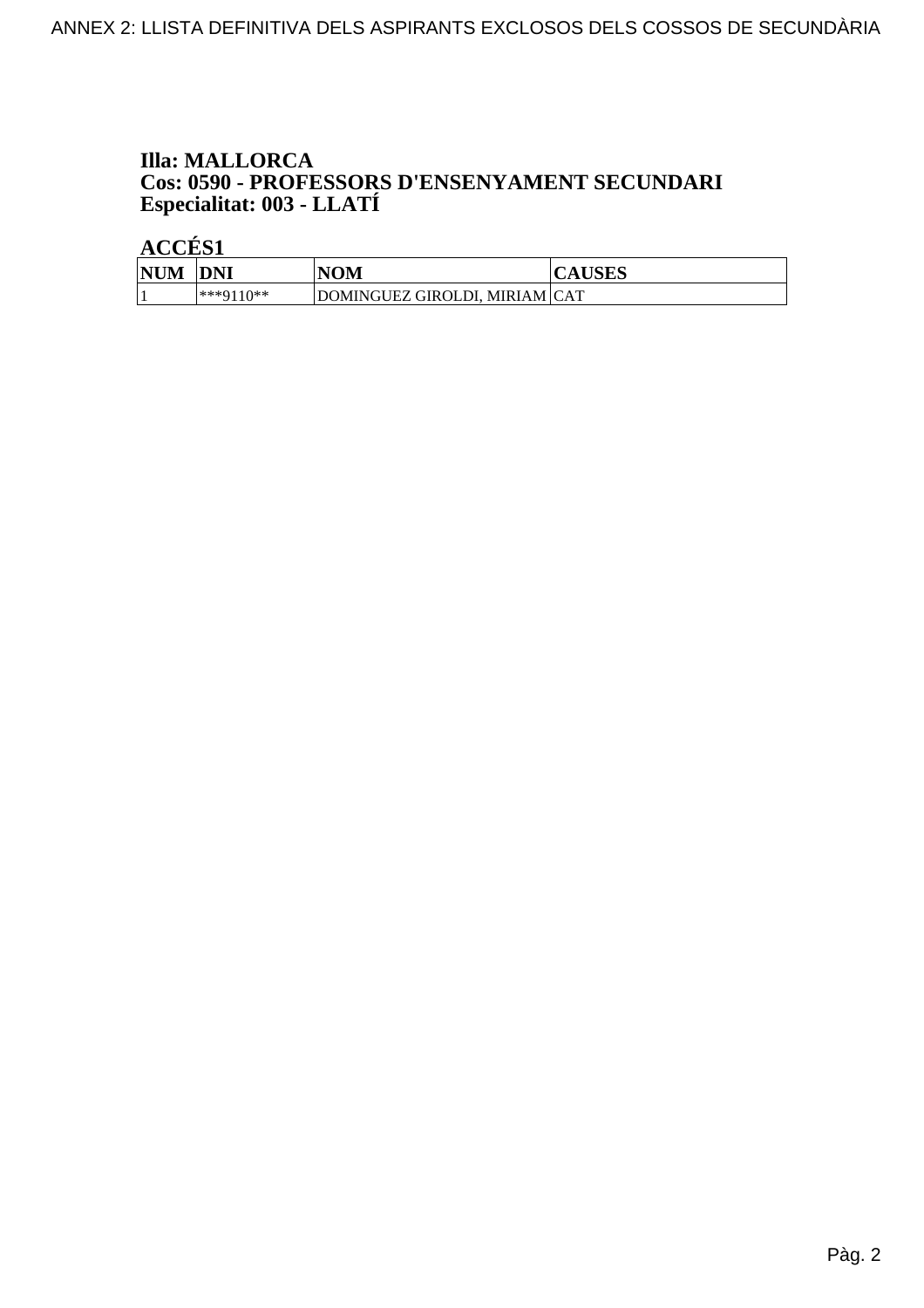**Illa: MALLORCA**
**Cos: 0590 - PROFESSORS D'ENSENYAMENT SECUNDARI**
**Especialitat: 003 - LLATÍ**

**ACCÉS1**

| NUM | DNI | NOM | CAUSES |
|---|---|---|---|
| 1 | ***9110** | DOMINGUEZ GIROLDI, MIRIAM | CAT |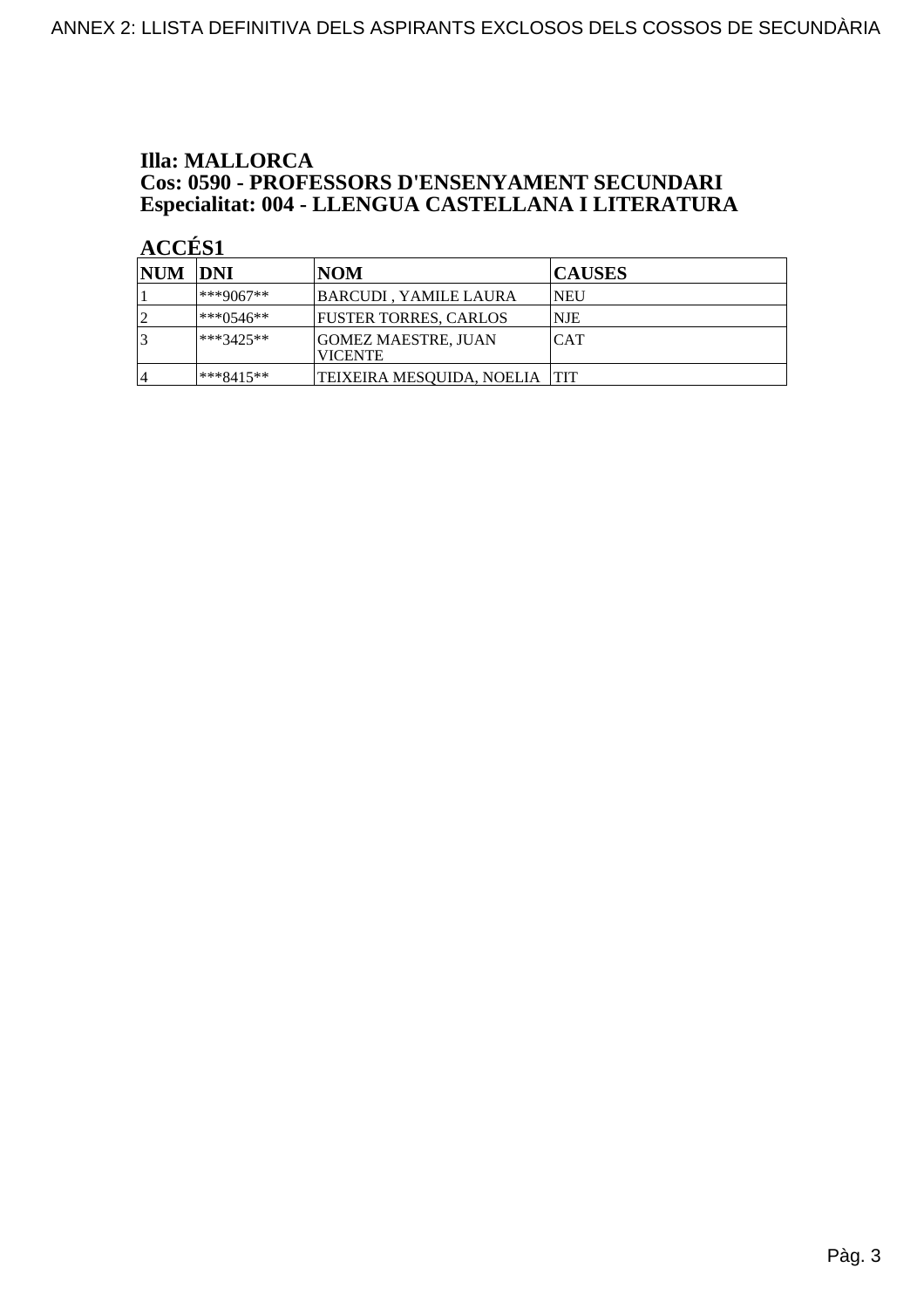**Illa: MALLORCA**
**Cos: 0590 - PROFESSORS D'ENSENYAMENT SECUNDARI**
**Especialitat: 004 - LLENGUA CASTELLANA I LITERATURA**

**ACCÉS1**

| NUM | DNI | NOM | CAUSES |
|---|---|---|---|
| 1 | ***9067** | BARCUDI , YAMILE LAURA | NEU |
| 2 | ***0546** | FUSTER TORRES, CARLOS | NJE |
| 3 | ***3425** | GOMEZ MAESTRE, JUAN VICENTE | CAT |
| 4 | ***8415** | TEIXEIRA MESQUIDA, NOELIA | TIT |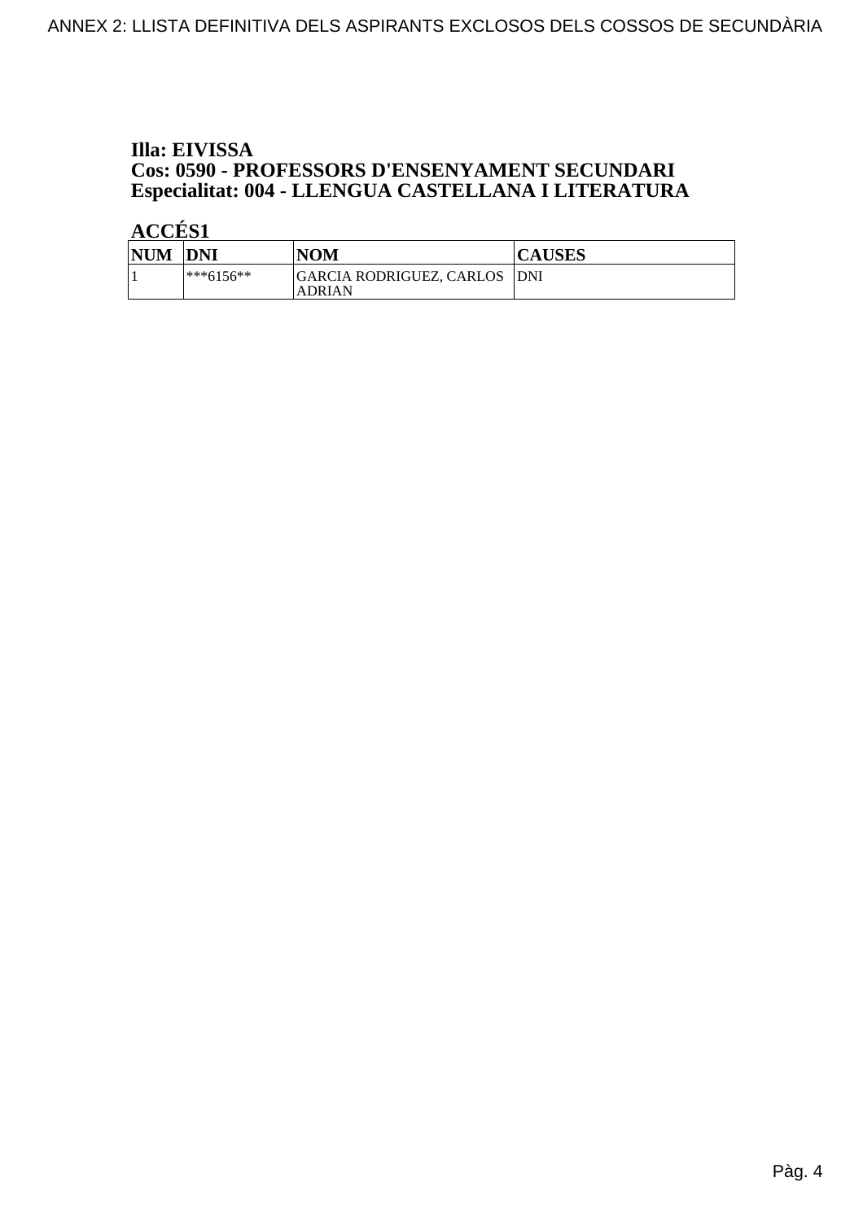**Illa: EIVISSA**
**Cos: 0590 - PROFESSORS D'ENSENYAMENT SECUNDARI**
**Especialitat: 004 - LLENGUA CASTELLANA I LITERATURA**

**ACCÉS1**

| NUM | DNI | NOM | CAUSES |
|---|---|---|---|
| 1 | ***6156** | GARCIA RODRIGUEZ, CARLOS ADRIAN | DNI |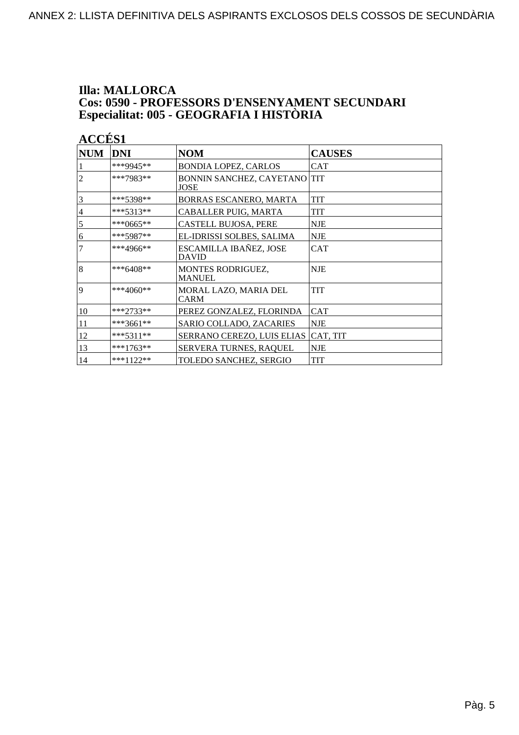**Illa: MALLORCA**
**Cos: 0590 - PROFESSORS D'ENSENYAMENT SECUNDARI**
**Especialitat: 005 - GEOGRAFIA I HISTÒRIA**

**ACCÉS1**

| NUM | DNI | NOM | CAUSES |
|---|---|---|---|
| 1 | ***9945** | BONDIA LOPEZ, CARLOS | CAT |
| 2 | ***7983** | BONNIN SANCHEZ, CAYETANO JOSE | TIT |
| 3 | ***5398** | BORRAS ESCANERO, MARTA | TIT |
| 4 | ***5313** | CABALLER PUIG, MARTA | TIT |
| 5 | ***0665** | CASTELL BUJOSA, PERE | NJE |
| 6 | ***5987** | EL-IDRISSI SOLBES, SALIMA | NJE |
| 7 | ***4966** | ESCAMILLA IBAÑEZ, JOSE DAVID | CAT |
| 8 | ***6408** | MONTES RODRIGUEZ, MANUEL | NJE |
| 9 | ***4060** | MORAL LAZO, MARIA DEL CARM | TIT |
| 10 | ***2733** | PEREZ GONZALEZ, FLORINDA | CAT |
| 11 | ***3661** | SARIO COLLADO, ZACARIES | NJE |
| 12 | ***5311** | SERRANO CEREZO, LUIS ELIAS | CAT, TIT |
| 13 | ***1763** | SERVERA TURNES, RAQUEL | NJE |
| 14 | ***1122** | TOLEDO SANCHEZ, SERGIO | TIT |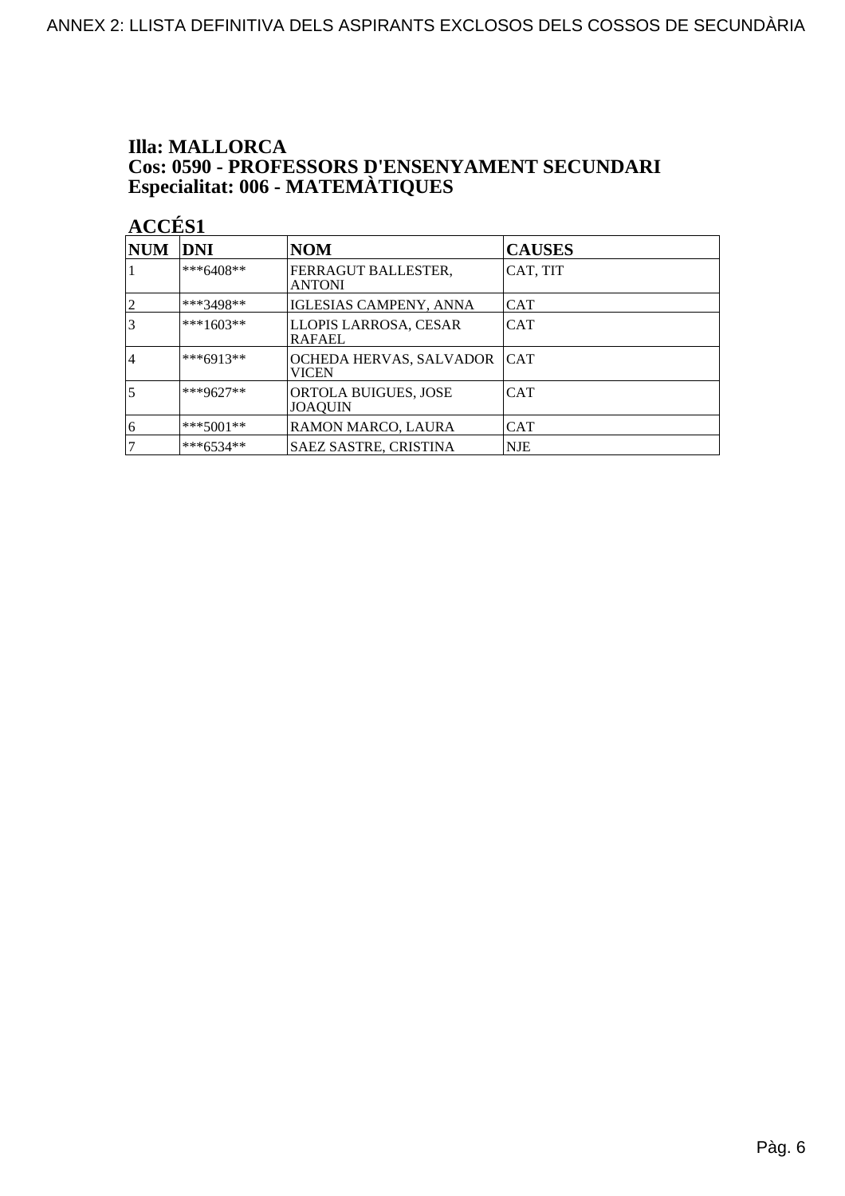### Illa: MALLORCA
### Cos: 0590 - PROFESSORS D'ENSENYAMENT SECUNDARI
### Especialitat: 006 - MATEMÀTIQUES

**ACCÉS1**

| NUM | DNI | NOM | CAUSES |
|---|---|---|---|
| 1 | ***6408** | FERRAGUT BALLESTER, ANTONI | CAT, TIT |
| 2 | ***3498** | IGLESIAS CAMPENY, ANNA | CAT |
| 3 | ***1603** | LLOPIS LARROSA, CESAR RAFAEL | CAT |
| 4 | ***6913** | OCHEDA HERVAS, SALVADOR VICEN | CAT |
| 5 | ***9627** | ORTOLA BUIGUES, JOSE JOAQUIN | CAT |
| 6 | ***5001** | RAMON MARCO, LAURA | CAT |
| 7 | ***6534** | SAEZ SASTRE, CRISTINA | NJE |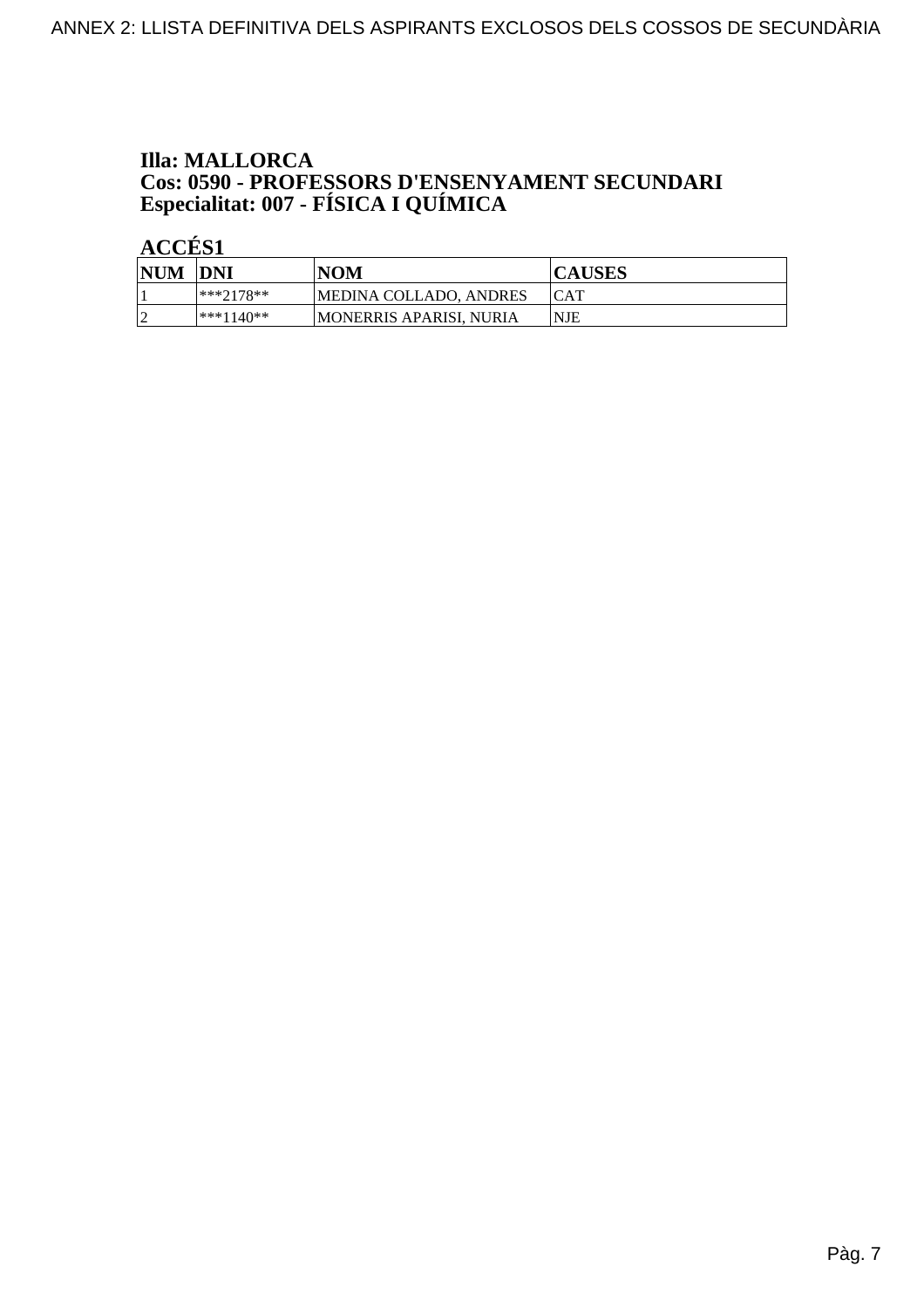**Illa: MALLORCA**
**Cos: 0590 - PROFESSORS D'ENSENYAMENT SECUNDARI**
**Especialitat: 007 - FÍSICA I QUÍMICA**

**ACCÉS1**

| NUM | DNI | NOM | CAUSES |
|---|---|---|---|
| 1 | ***2178** | MEDINA COLLADO, ANDRES | CAT |
| 2 | ***1140** | MONERRIS APARISI, NURIA | NJE |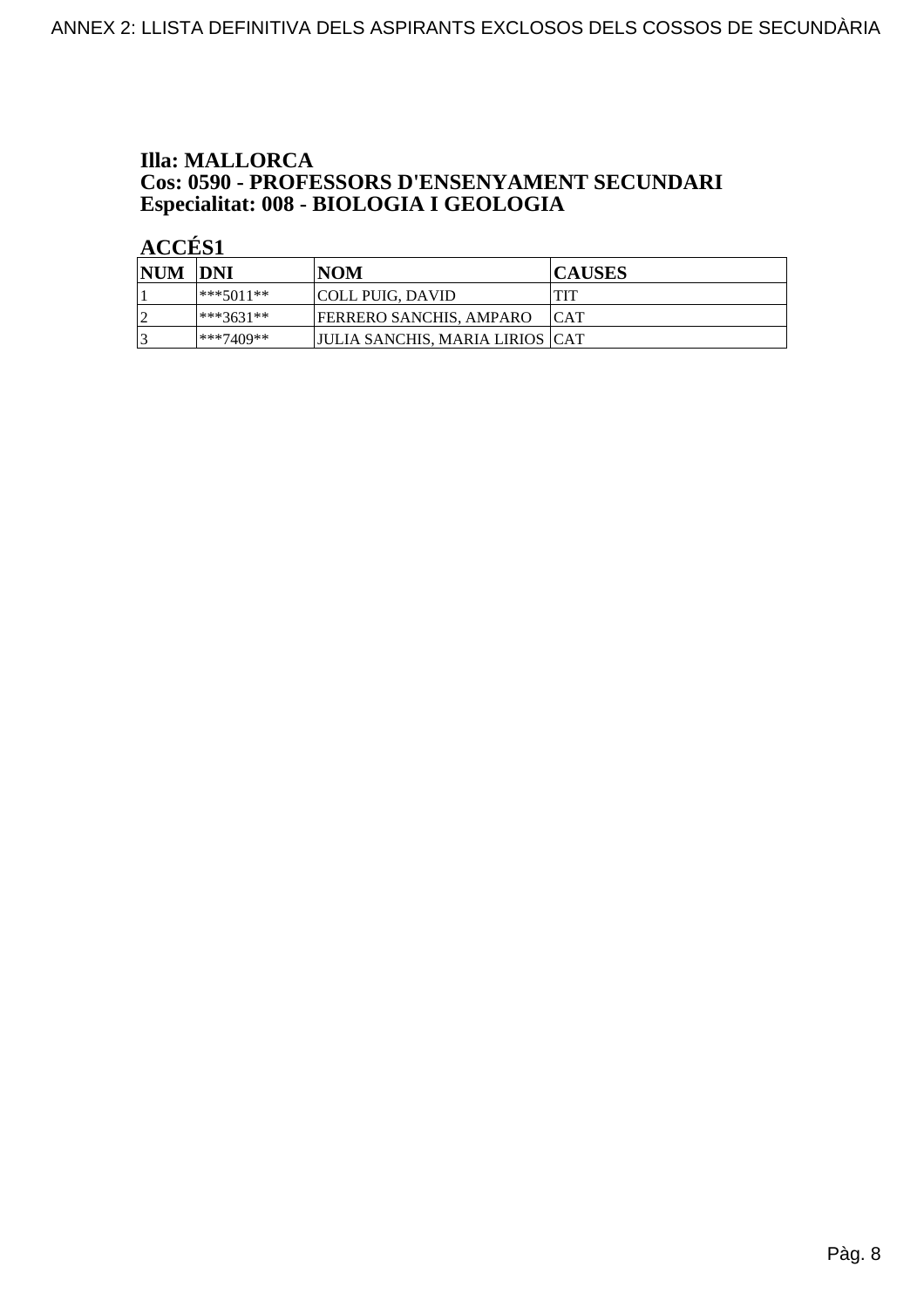**Illa: MALLORCA**
**Cos: 0590 - PROFESSORS D'ENSENYAMENT SECUNDARI**
**Especialitat: 008 - BIOLOGIA I GEOLOGIA**

**ACCÉS1**

| NUM | DNI | NOM | CAUSES |
|---|---|---|---|
| 1 | ***5011** | COLL PUIG, DAVID | TIT |
| 2 | ***3631** | FERRERO SANCHIS, AMPARO | CAT |
| 3 | ***7409** | JULIA SANCHIS, MARIA LIRIOS | CAT |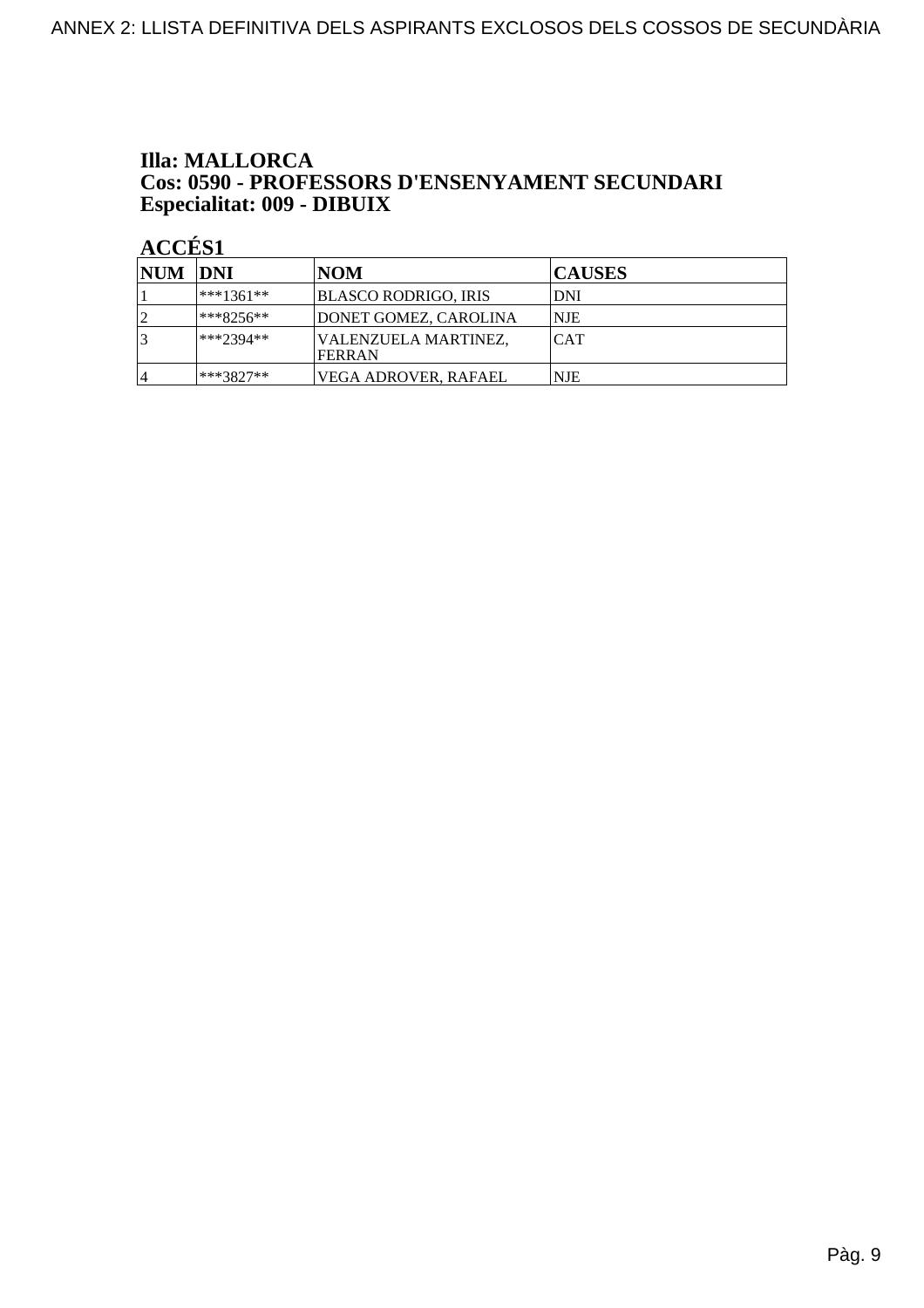**Illa: MALLORCA**
**Cos: 0590 - PROFESSORS D'ENSENYAMENT SECUNDARI**
**Especialitat: 009 - DIBUIX**

**ACCÉS1**

| NUM | DNI | NOM | CAUSES |
|---|---|---|---|
| 1 | ***1361** | BLASCO RODRIGO, IRIS | DNI |
| 2 | ***8256** | DONET GOMEZ, CAROLINA | NJE |
| 3 | ***2394** | VALENZUELA MARTINEZ, FERRAN | CAT |
| 4 | ***3827** | VEGA ADROVER, RAFAEL | NJE |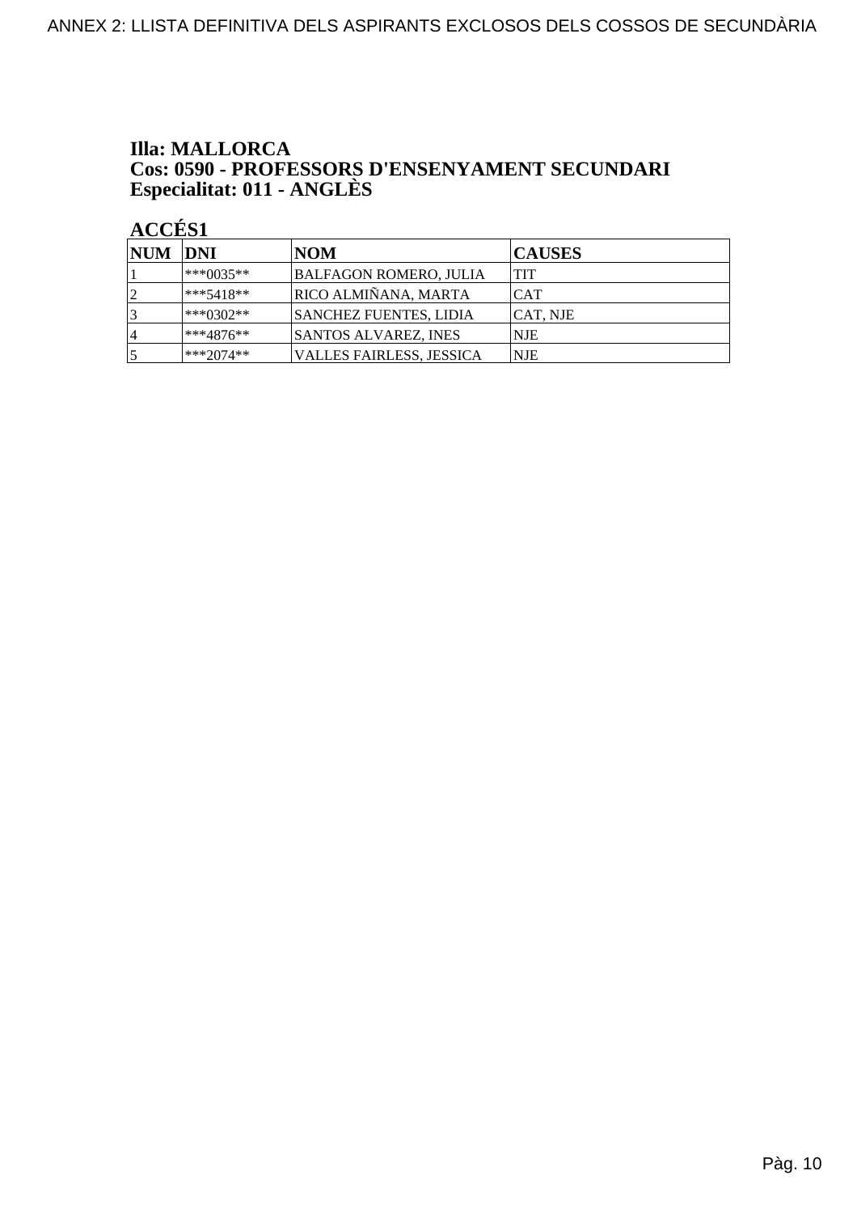**Illa: MALLORCA**
**Cos: 0590 - PROFESSORS D'ENSENYAMENT SECUNDARI**
**Especialitat: 011 - ANGLÈS**

**ACCÉS1**

| NUM | DNI | NOM | CAUSES |
|---|---|---|---|
| 1 | ***0035** | BALFAGON ROMERO, JULIA | TIT |
| 2 | ***5418** | RICO ALMIÑANA, MARTA | CAT |
| 3 | ***0302** | SANCHEZ FUENTES, LIDIA | CAT, NJE |
| 4 | ***4876** | SANTOS ALVAREZ, INES | NJE |
| 5 | ***2074** | VALLES FAIRLESS, JESSICA | NJE |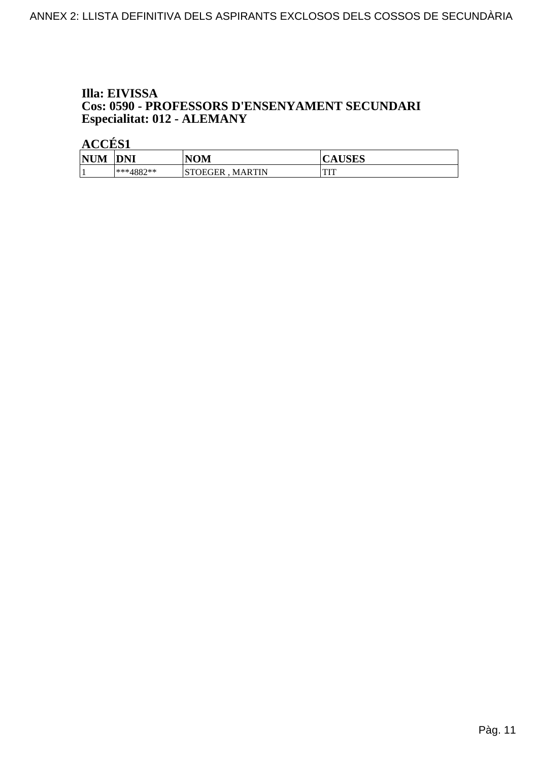**Illa: EIVISSA**
**Cos: 0590 - PROFESSORS D'ENSENYAMENT SECUNDARI**
**Especialitat: 012 - ALEMANY**

**ACCÉS1**

| NUM | DNI | NOM | CAUSES |
|---|---|---|---|
| 1 | ***4882** | STOEGER , MARTIN | TIT |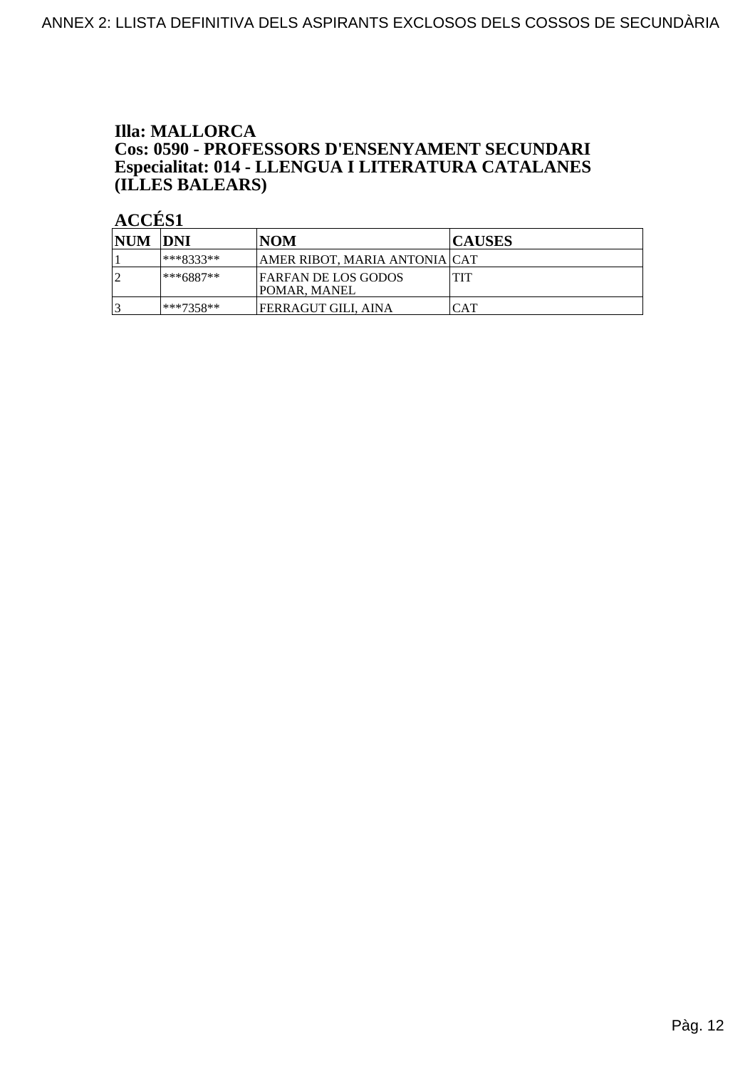**Illa: MALLORCA**
**Cos: 0590 - PROFESSORS D'ENSENYAMENT SECUNDARI**
**Especialitat: 014 - LLENGUA I LITERATURA CATALANES (ILLES BALEARS)**

**ACCÉS1**

| NUM | DNI | NOM | CAUSES |
|---|---|---|---|
| 1 | ***8333** | AMER RIBOT, MARIA ANTONIA | CAT |
| 2 | ***6887** | FARFAN DE LOS GODOS POMAR, MANEL | TIT |
| 3 | ***7358** | FERRAGUT GILI, AINA | CAT |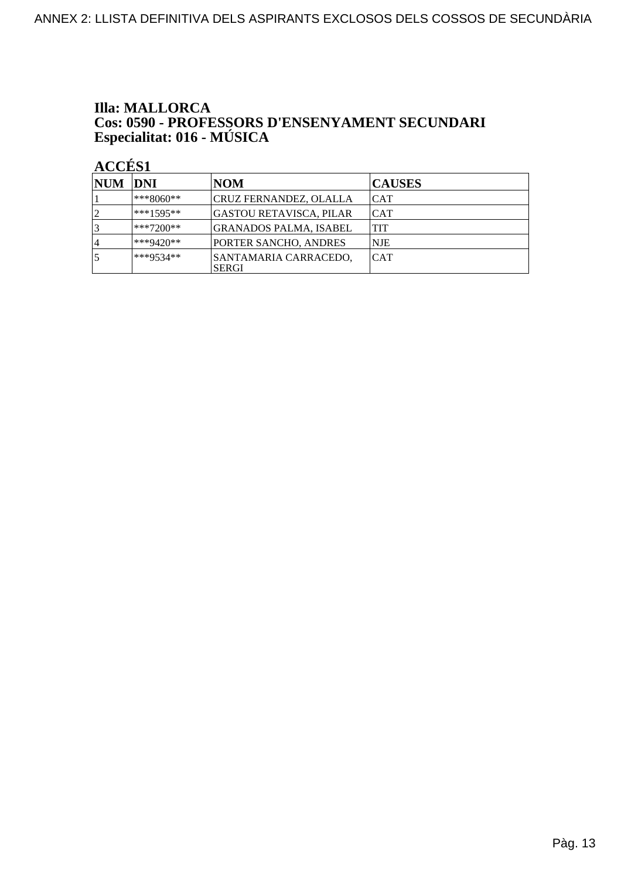**Illa: MALLORCA**
**Cos: 0590 - PROFESSORS D'ENSENYAMENT SECUNDARI**
**Especialitat: 016 - MÚSICA**

**ACCÉS1**

| NUM | DNI | NOM | CAUSES |
|---|---|---|---|
| 1 | ***8060** | CRUZ FERNANDEZ, OLALLA | CAT |
| 2 | ***1595** | GASTOU RETAVISCA, PILAR | CAT |
| 3 | ***7200** | GRANADOS PALMA, ISABEL | TIT |
| 4 | ***9420** | PORTER SANCHO, ANDRES | NJE |
| 5 | ***9534** | SANTAMARIA CARRACEDO, SERGI | CAT |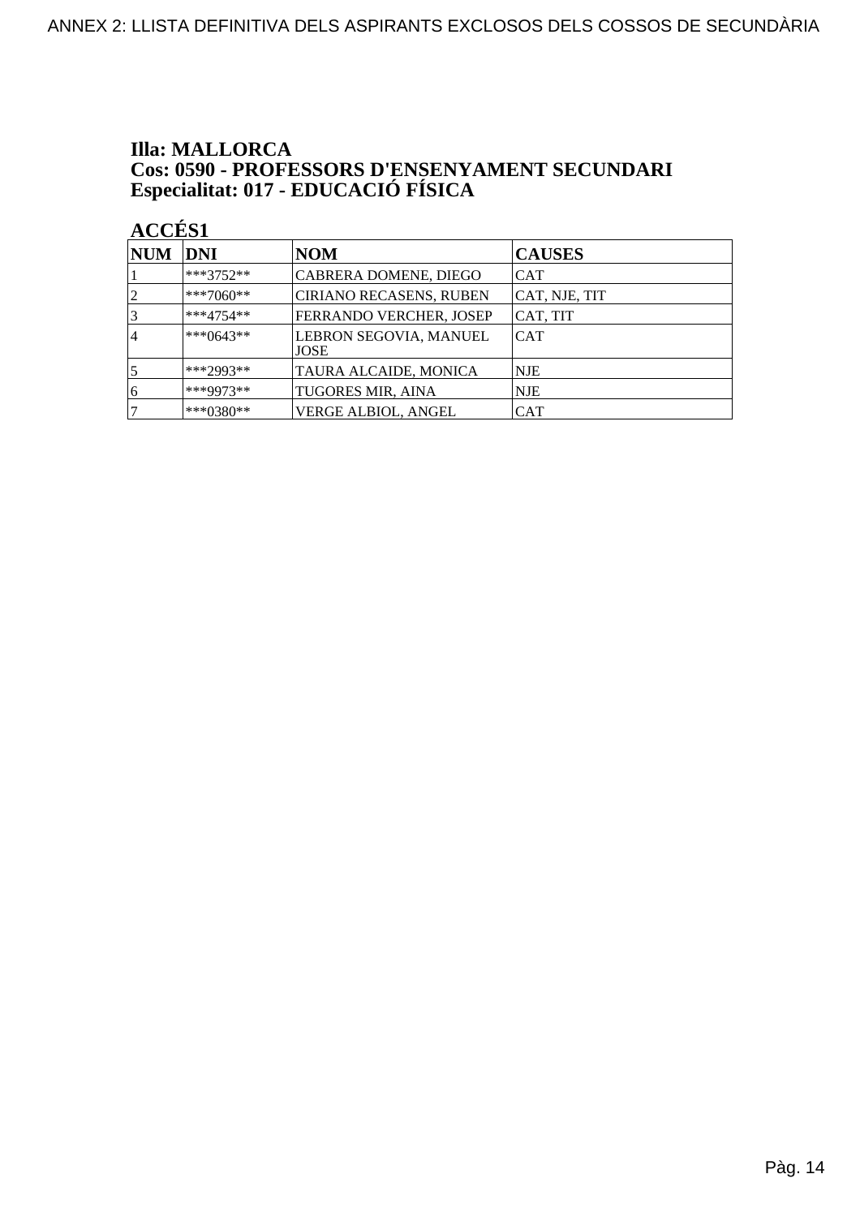**Illa: MALLORCA**
**Cos: 0590 - PROFESSORS D'ENSENYAMENT SECUNDARI**
**Especialitat: 017 - EDUCACIÓ FÍSICA**

**ACCÉS1**

| NUM | DNI | NOM | CAUSES |
|---|---|---|---|
| 1 | ***3752** | CABRERA DOMENE, DIEGO | CAT |
| 2 | ***7060** | CIRIANO RECASENS, RUBEN | CAT, NJE, TIT |
| 3 | ***4754** | FERRANDO VERCHER, JOSEP | CAT, TIT |
| 4 | ***0643** | LEBRON SEGOVIA, MANUEL JOSE | CAT |
| 5 | ***2993** | TAURA ALCAIDE, MONICA | NJE |
| 6 | ***9973** | TUGORES MIR, AINA | NJE |
| 7 | ***0380** | VERGE ALBIOL, ANGEL | CAT |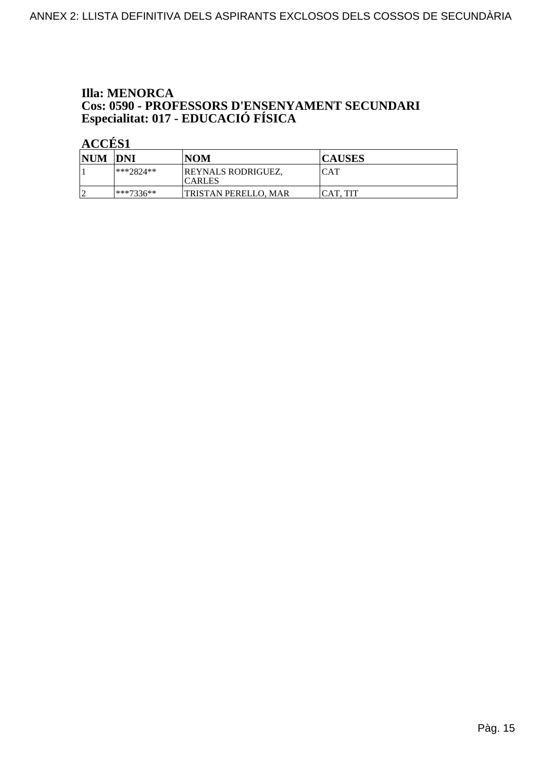**Illa: MENORCA**
**Cos: 0590 - PROFESSORS D'ENSENYAMENT SECUNDARI**
**Especialitat: 017 - EDUCACIÓ FÍSICA**

**ACCÉS1**

| NUM | DNI | NOM | CAUSES |
|---|---|---|---|
| 1 | ***2824** | REYNALS RODRIGUEZ, CARLES | CAT |
| 2 | ***7336** | TRISTAN PERELLO, MAR | CAT, TIT |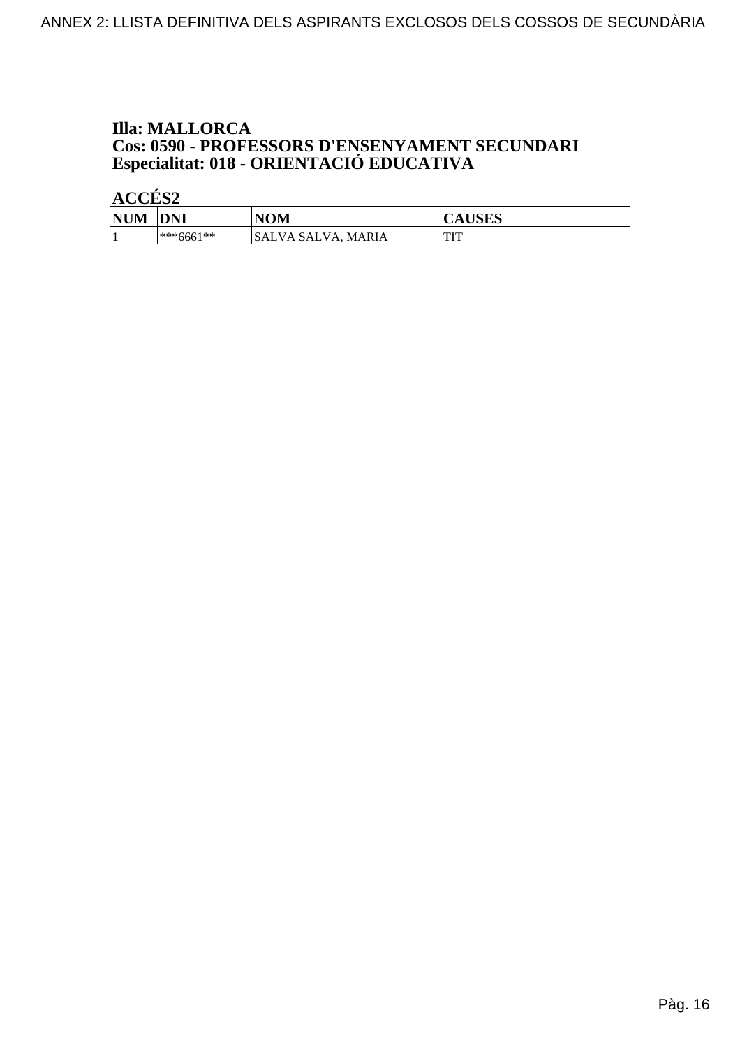### Illa: MALLORCA
### Cos: 0590 - PROFESSORS D'ENSENYAMENT SECUNDARI
### Especialitat: 018 - ORIENTACIÓ EDUCATIVA

**ACCÉS2**

| NUM | DNI | NOM | CAUSES |
|---|---|---|---|
| 1 | ***6661** | SALVA SALVA, MARIA | TIT |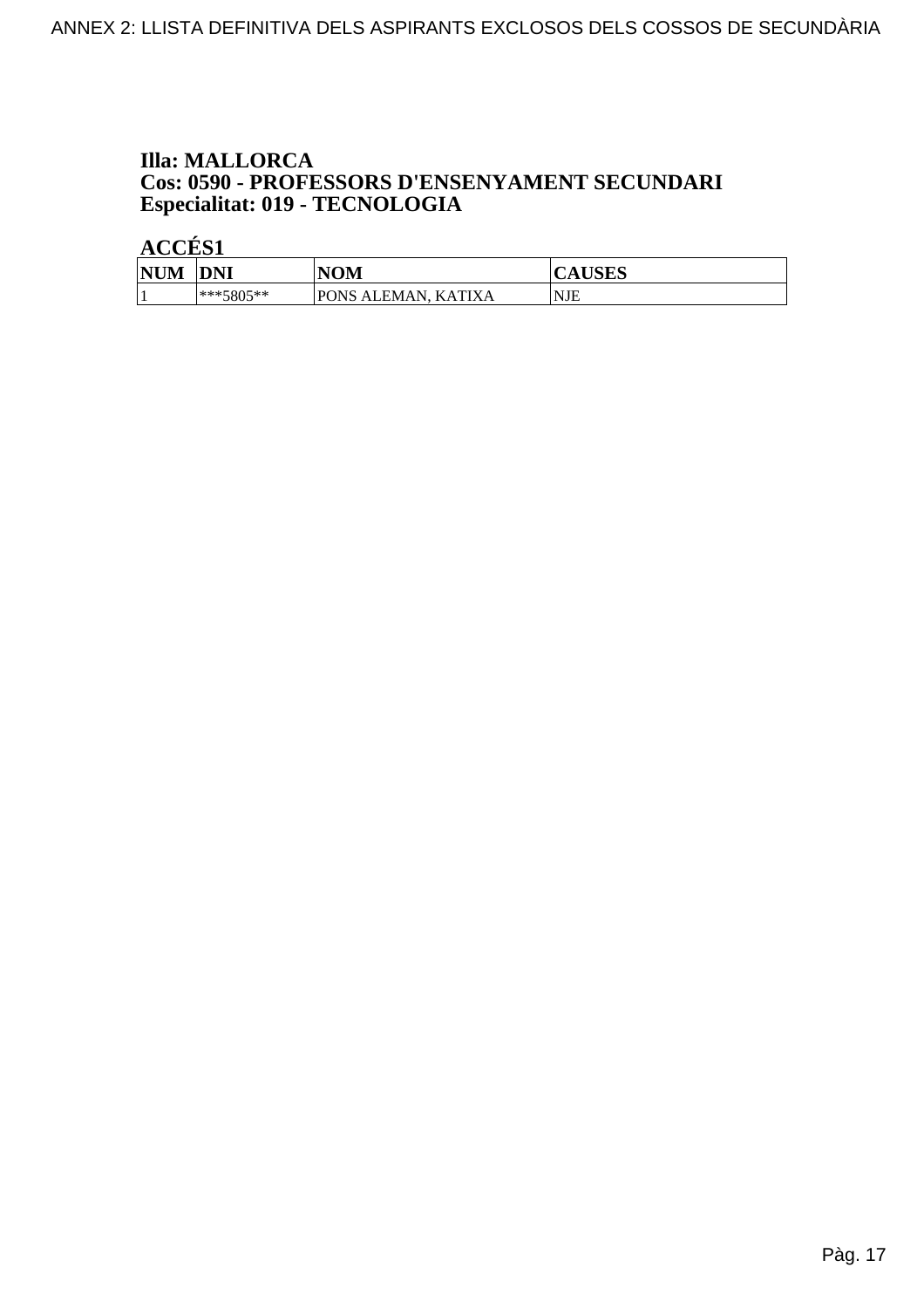**Illa: MALLORCA**
**Cos: 0590 - PROFESSORS D'ENSENYAMENT SECUNDARI**
**Especialitat: 019 - TECNOLOGIA**

**ACCÉS1**

| NUM | DNI | NOM | CAUSES |
|---|---|---|---|
| 1 | ***5805** | PONS ALEMAN, KATIXA | NJE |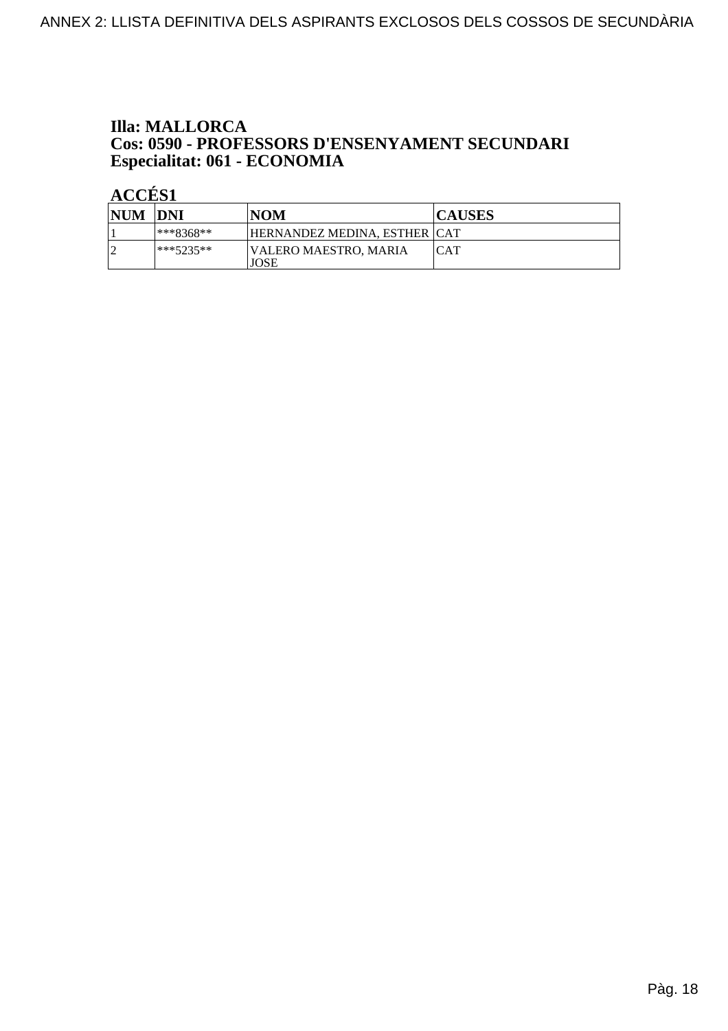**Illa: MALLORCA**
**Cos: 0590 - PROFESSORS D'ENSENYAMENT SECUNDARI**
**Especialitat: 061 - ECONOMIA**

**ACCÉS1**

| NUM | DNI | NOM | CAUSES |
|---|---|---|---|
| 1 | ***8368** | HERNANDEZ MEDINA, ESTHER | CAT |
| 2 | ***5235** | VALERO MAESTRO, MARIA JOSE | CAT |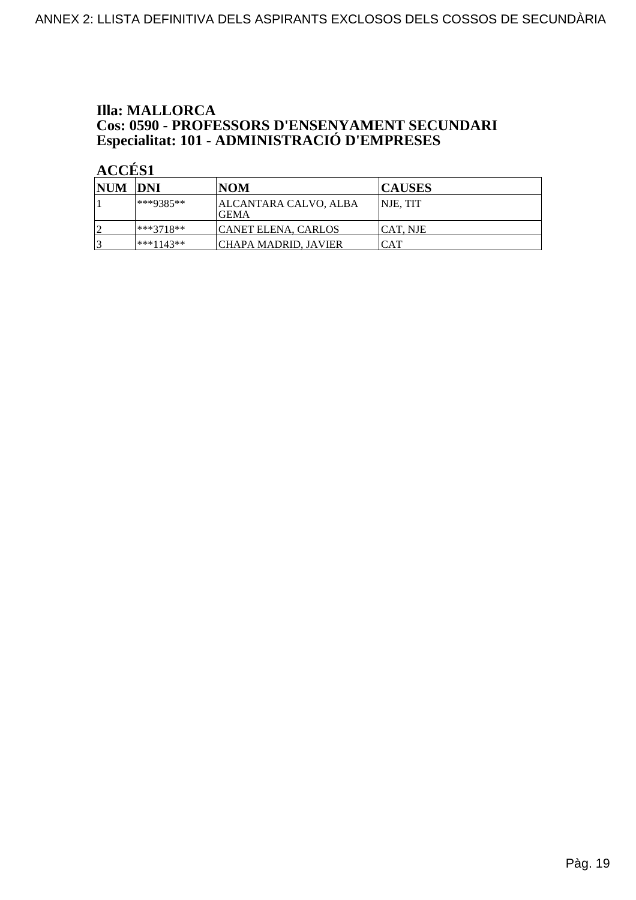**Illa: MALLORCA**
**Cos: 0590 - PROFESSORS D'ENSENYAMENT SECUNDARI**
**Especialitat: 101 - ADMINISTRACIÓ D'EMPRESES**

**ACCÉS1**

| NUM | DNI | NOM | CAUSES |
|---|---|---|---|
| 1 | ***9385** | ALCANTARA CALVO, ALBA GEMA | NJE, TIT |
| 2 | ***3718** | CANET ELENA, CARLOS | CAT, NJE |
| 3 | ***1143** | CHAPA MADRID, JAVIER | CAT |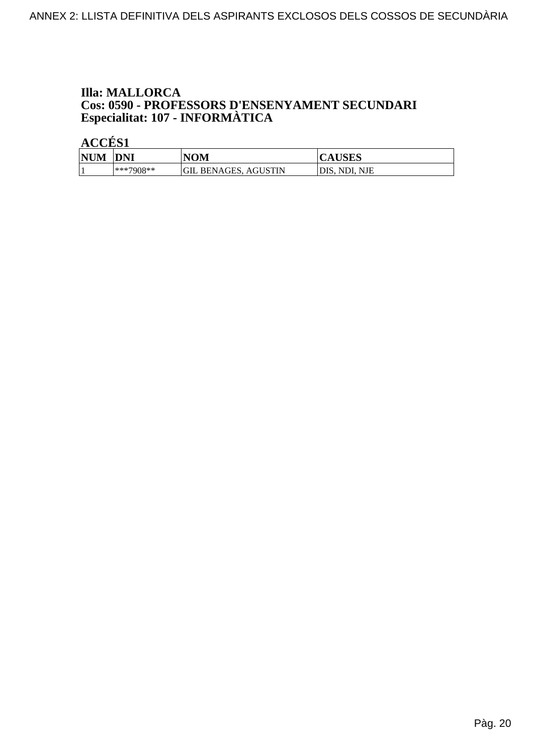**Illa: MALLORCA**
**Cos: 0590 - PROFESSORS D'ENSENYAMENT SECUNDARI**
**Especialitat: 107 - INFORMÀTICA**

**ACCÉS1**

| NUM | DNI | NOM | CAUSES |
|---|---|---|---|
| 1 | ***7908** | GIL BENAGES, AGUSTIN | DIS, NDI, NJE |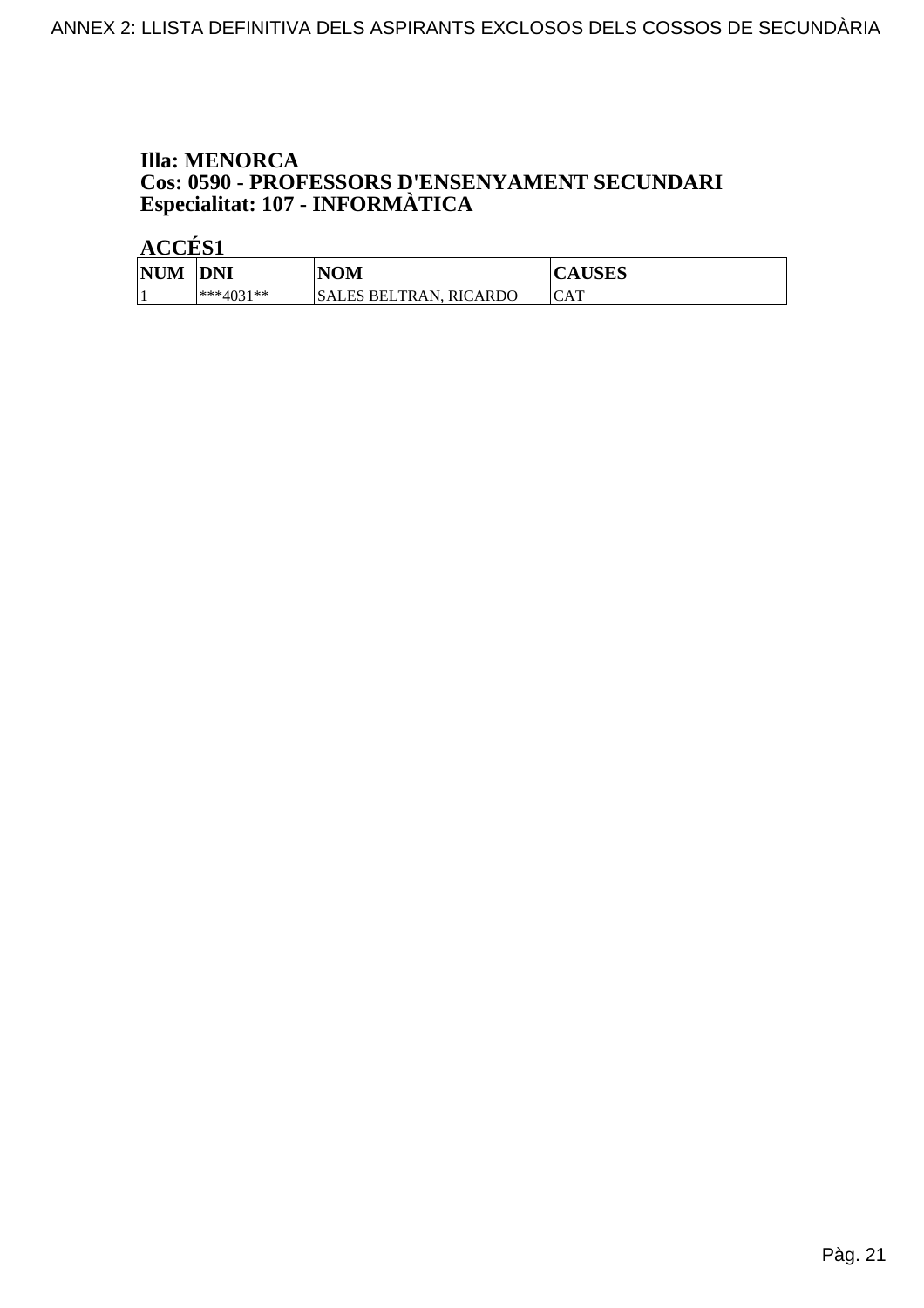**Illa: MENORCA**
**Cos: 0590 - PROFESSORS D'ENSENYAMENT SECUNDARI**
**Especialitat: 107 - INFORMÀTICA**

**ACCÉS1**

| NUM | DNI | NOM | CAUSES |
|---|---|---|---|
| 1 | ***4031** | SALES BELTRAN, RICARDO | CAT |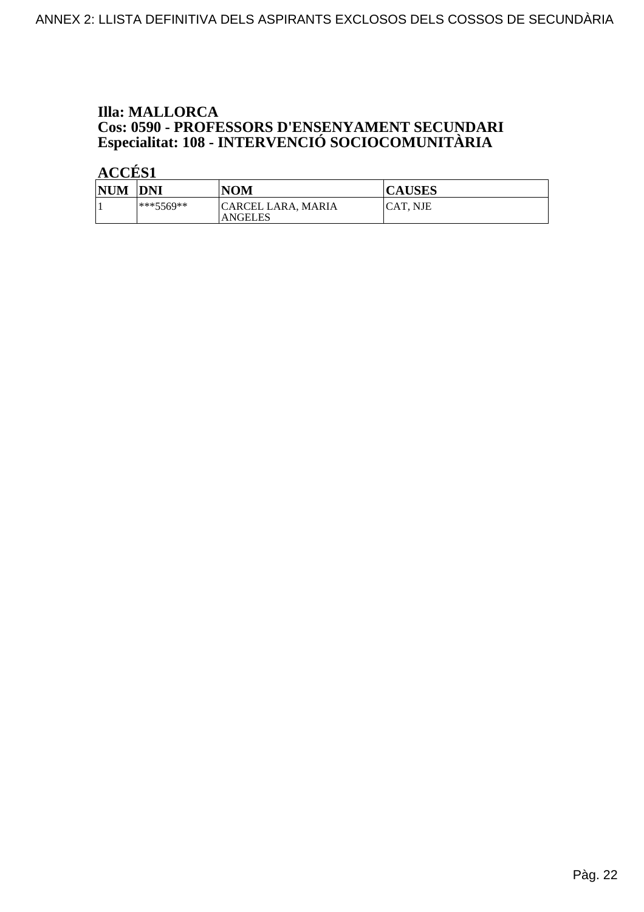### Illa: MALLORCA
### Cos: 0590 - PROFESSORS D'ENSENYAMENT SECUNDARI
### Especialitat: 108 - INTERVENCIÓ SOCIOCOMUNITÀRIA

**ACCÉS1**

| NUM | DNI | NOM | CAUSES |
|---|---|---|---|
| 1 | ***5569** | CARCEL LARA, MARIA ANGELES | CAT, NJE |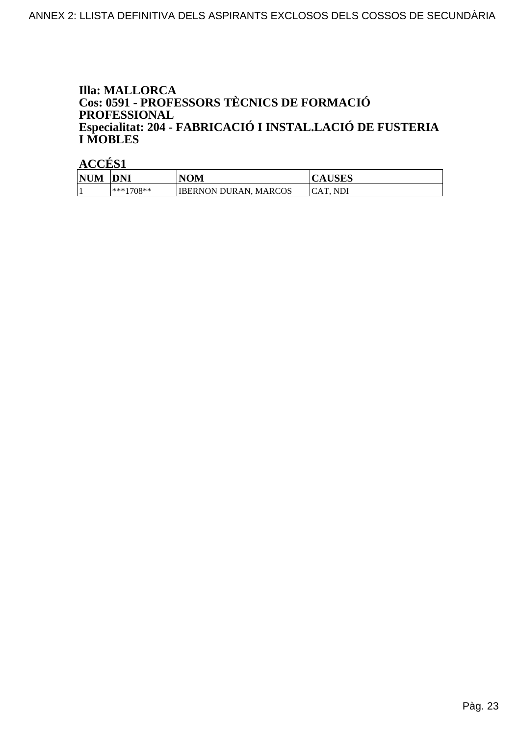**Illa: MALLORCA**
**Cos: 0591 - PROFESSORS TÈCNICS DE FORMACIÓ PROFESSIONAL**
**Especialitat: 204 - FABRICACIÓ I INSTAL.LACIÓ DE FUSTERIA I MOBLES**

**ACCÉS1**

| NUM | DNI | NOM | CAUSES |
|---|---|---|---|
| 1 | ***1708** | IBERNON DURAN, MARCOS | CAT, NDI |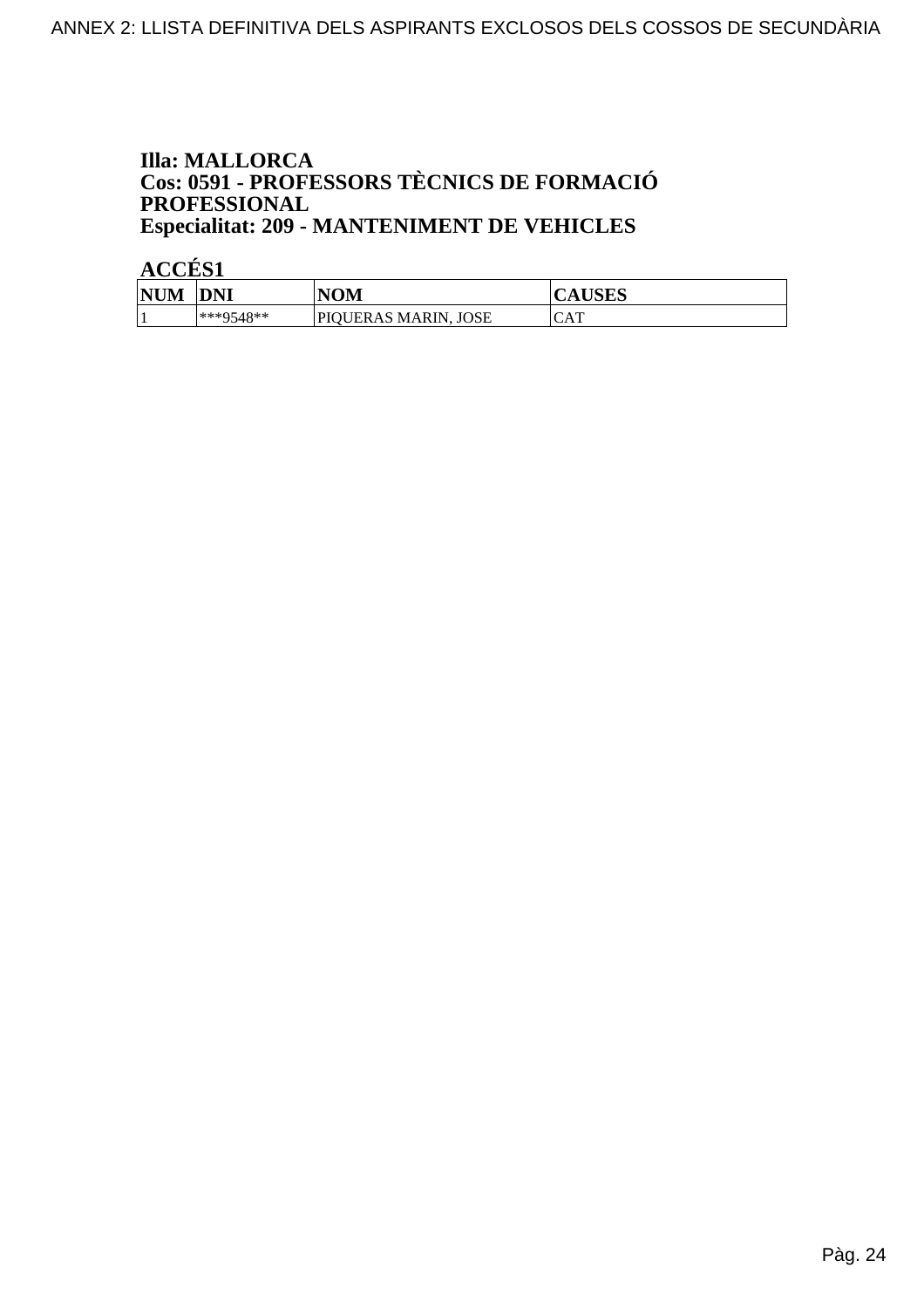**Illa: MALLORCA**
**Cos: 0591 - PROFESSORS TÈCNICS DE FORMACIÓ PROFESSIONAL**
**Especialitat: 209 - MANTENIMENT DE VEHICLES**

**ACCÉS1**

| NUM | DNI | NOM | CAUSES |
|---|---|---|---|
| 1 | ***9548** | PIQUERAS MARIN, JOSE | CAT |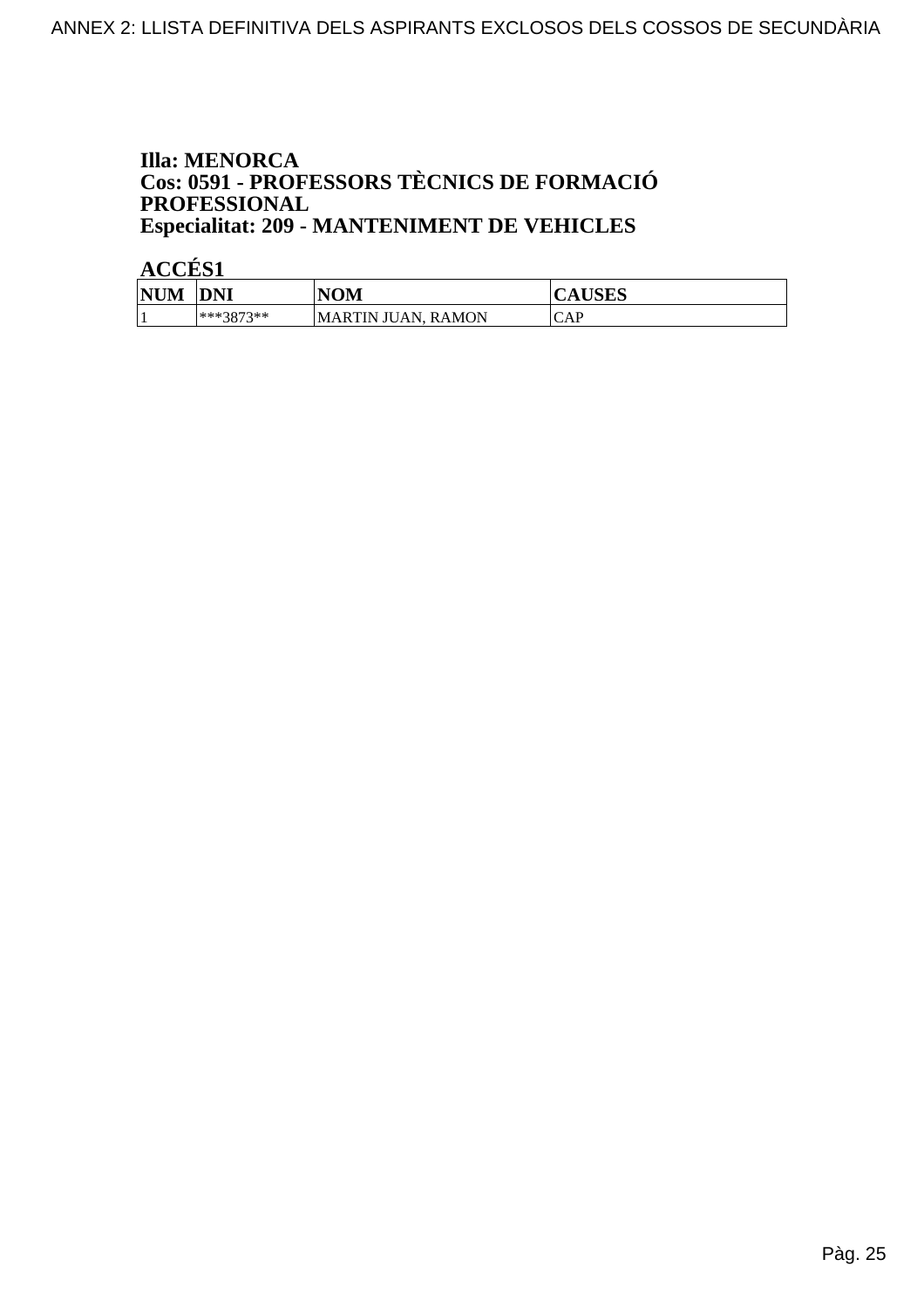**Illa: MENORCA**
**Cos: 0591 - PROFESSORS TÈCNICS DE FORMACIÓ PROFESSIONAL**
**Especialitat: 209 - MANTENIMENT DE VEHICLES**

**ACCÉS1**

| NUM | DNI | NOM | CAUSES |
|---|---|---|---|
| 1 | ***3873** | MARTIN JUAN, RAMON | CAP |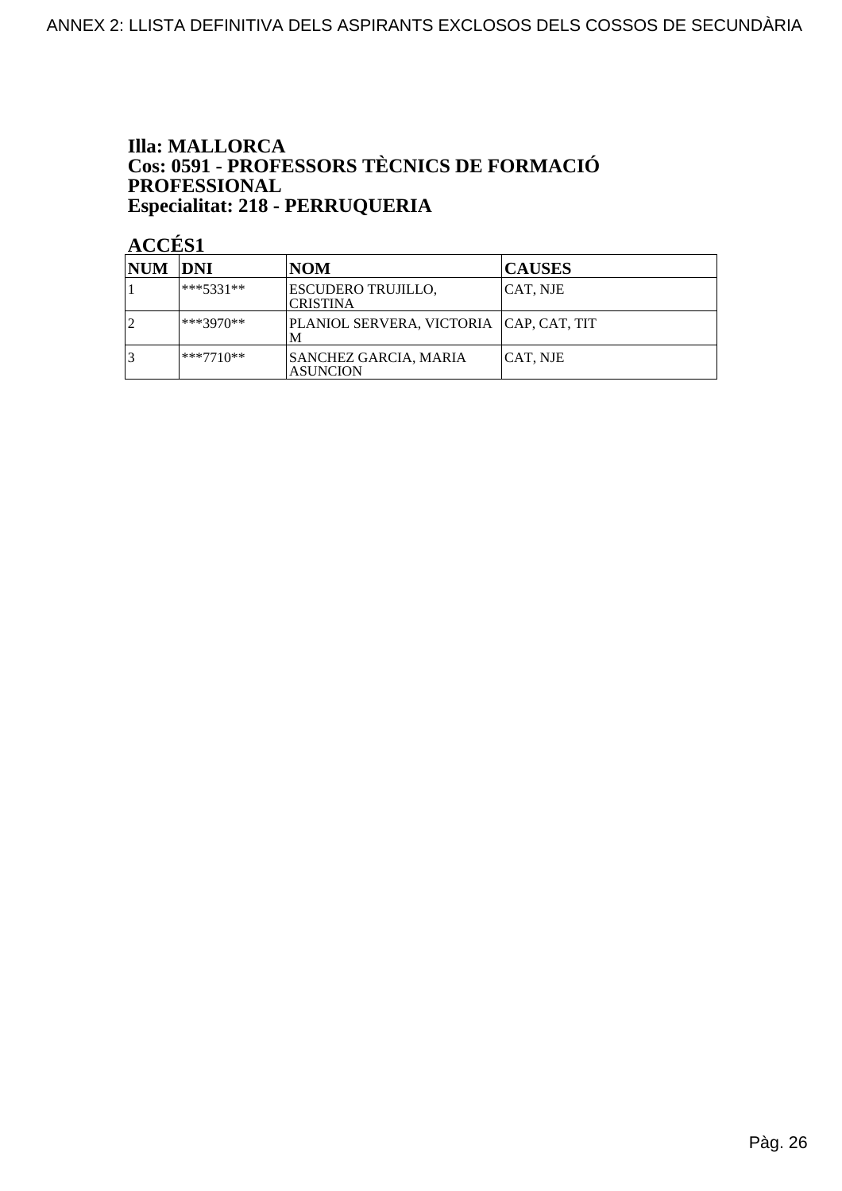**Illa: MALLORCA**
**Cos: 0591 - PROFESSORS TÈCNICS DE FORMACIÓ PROFESSIONAL**
**Especialitat: 218 - PERRUQUERIA**

**ACCÉS1**

| NUM | DNI | NOM | CAUSES |
|---|---|---|---|
| 1 | ***5331** | ESCUDERO TRUJILLO, CRISTINA | CAT, NJE |
| 2 | ***3970** | PLANIOL SERVERA, VICTORIA M | CAP, CAT, TIT |
| 3 | ***7710** | SANCHEZ GARCIA, MARIA ASUNCION | CAT, NJE |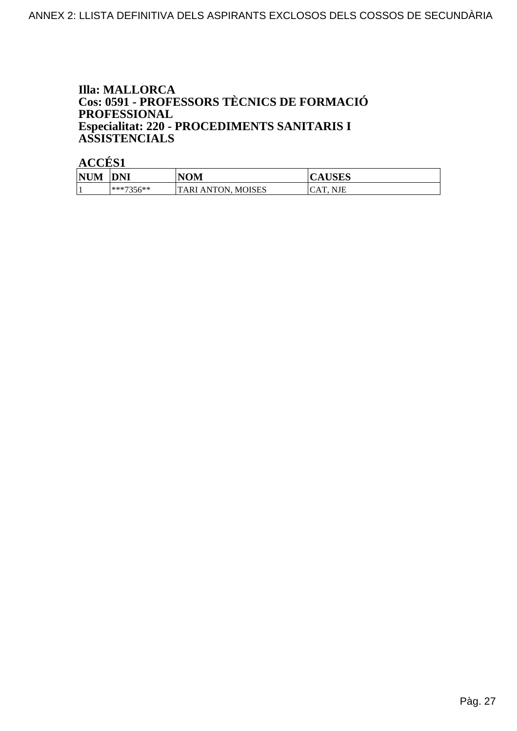**Illa: MALLORCA**
**Cos: 0591 - PROFESSORS TÈCNICS DE FORMACIÓ PROFESSIONAL**
**Especialitat: 220 - PROCEDIMENTS SANITARIS I ASSISTENCIALS**

**ACCÉS1**

| NUM | DNI | NOM | CAUSES |
|---|---|---|---|
| 1 | ***7356** | TARI ANTON, MOISES | CAT, NJE |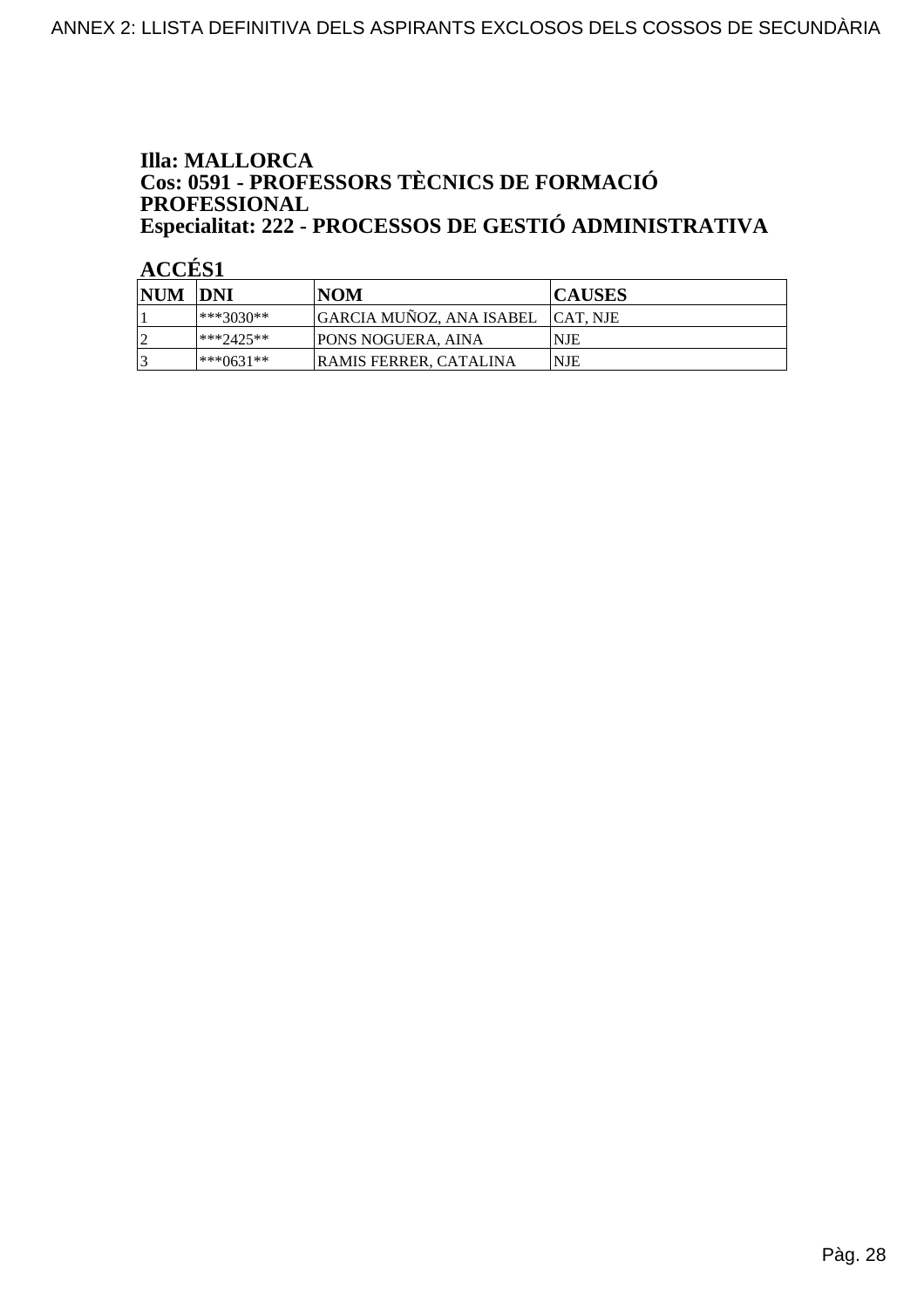**Illa: MALLORCA**
**Cos: 0591 - PROFESSORS TÈCNICS DE FORMACIÓ PROFESSIONAL**
**Especialitat: 222 - PROCESSOS DE GESTIÓ ADMINISTRATIVA**

**ACCÉS1**

| NUM | DNI | NOM | CAUSES |
|---|---|---|---|
| 1 | ***3030** | GARCIA MUÑOZ, ANA ISABEL | CAT, NJE |
| 2 | ***2425** | PONS NOGUERA, AINA | NJE |
| 3 | ***0631** | RAMIS FERRER, CATALINA | NJE |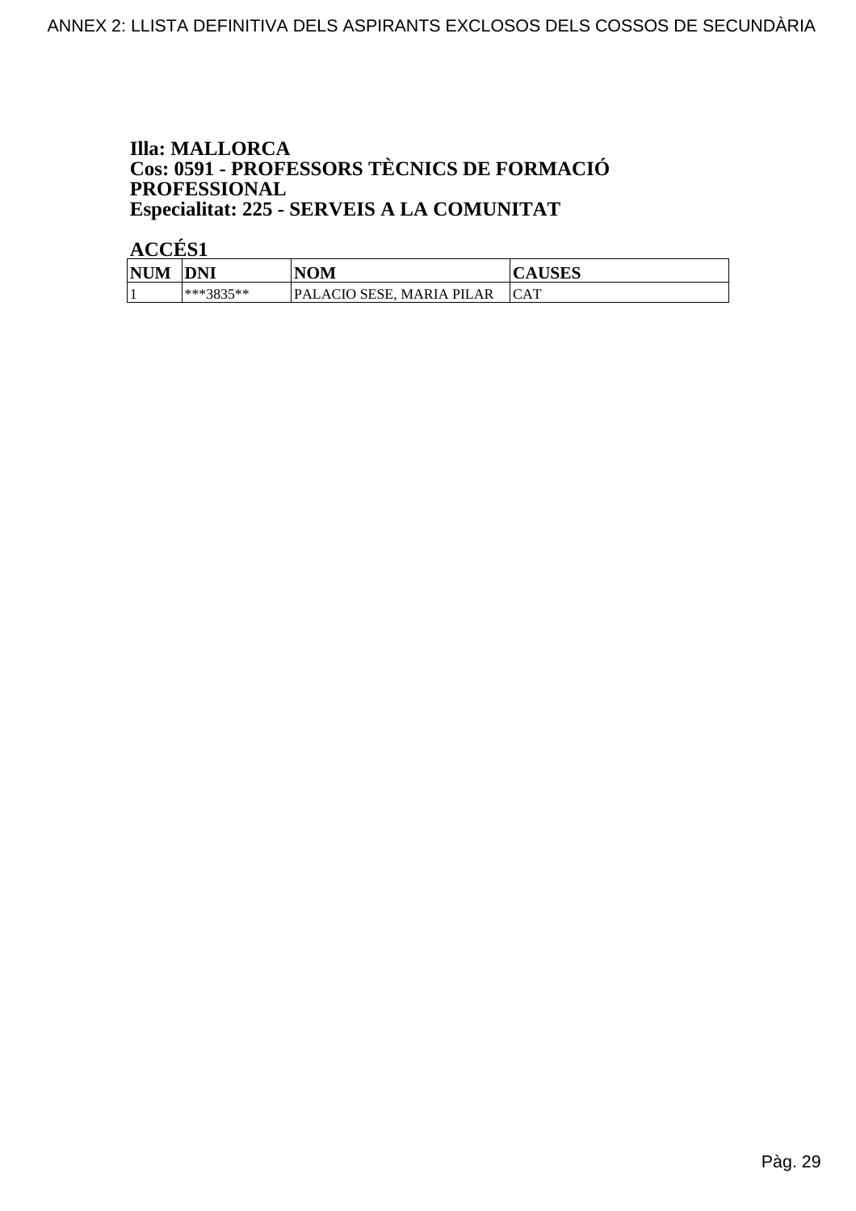**Illa: MALLORCA**
**Cos: 0591 - PROFESSORS TÈCNICS DE FORMACIÓ PROFESSIONAL**
**Especialitat: 225 - SERVEIS A LA COMUNITAT**

**ACCÉS1**

| NUM | DNI | NOM | CAUSES |
| --- | --- | --- | --- |
| 1 | ***3835** | PALACIO SESE, MARIA PILAR | CAT |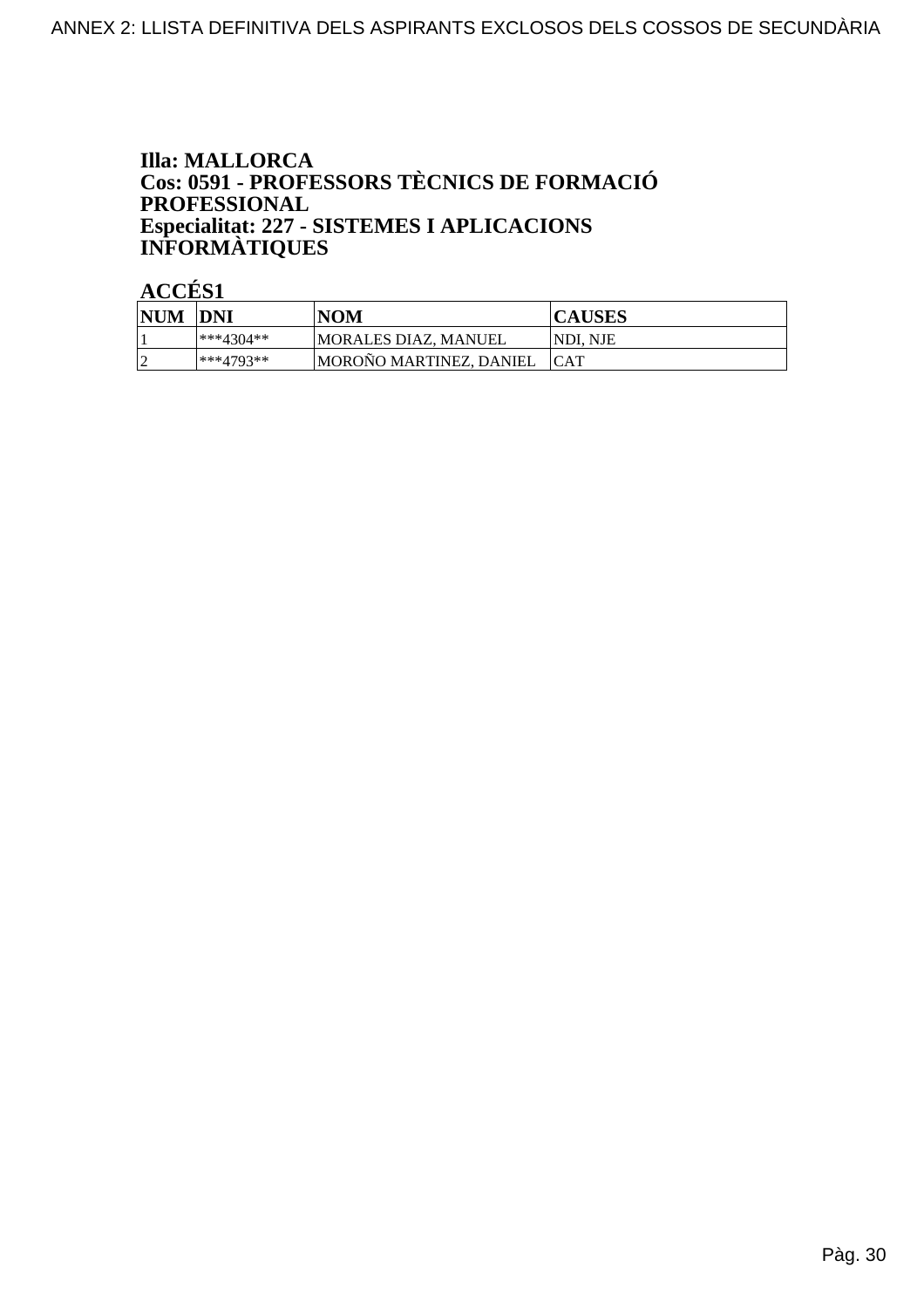**Illa: MALLORCA**
**Cos: 0591 - PROFESSORS TÈCNICS DE FORMACIÓ PROFESSIONAL**
**Especialitat: 227 - SISTEMES I APLICACIONS INFORMÀTIQUES**

**ACCÉS1**

| NUM | DNI | NOM | CAUSES |
|---|---|---|---|
| 1 | ***4304** | MORALES DIAZ, MANUEL | NDI, NJE |
| 2 | ***4793** | MOROÑO MARTINEZ, DANIEL | CAT |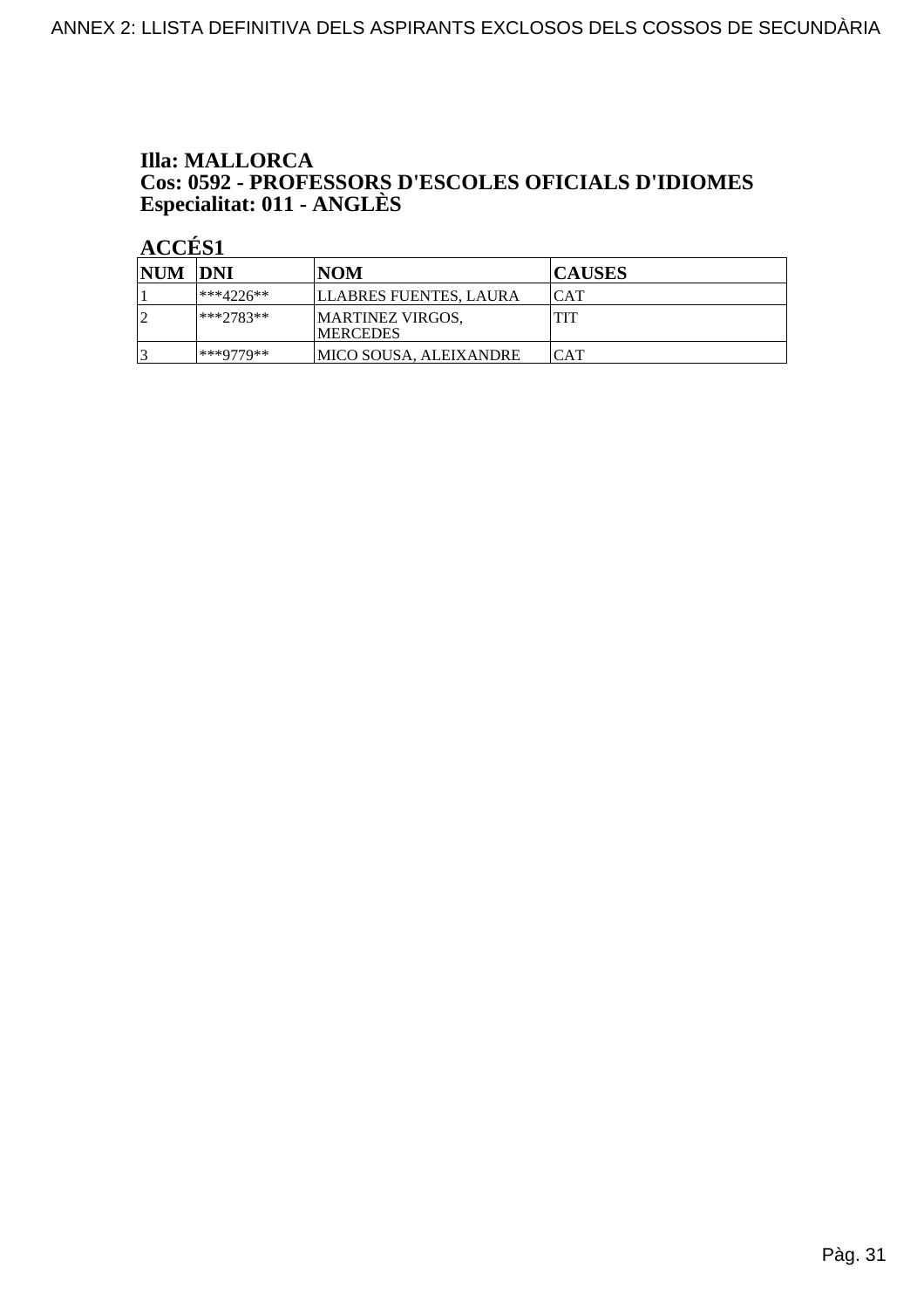**Illa: MALLORCA**
**Cos: 0592 - PROFESSORS D'ESCOLES OFICIALS D'IDIOMES**
**Especialitat: 011 - ANGLÈS**

**ACCÉS1**

| NUM | DNI | NOM | CAUSES |
|---|---|---|---|
| 1 | ***4226** | LLABRES FUENTES, LAURA | CAT |
| 2 | ***2783** | MARTINEZ VIRGOS, MERCEDES | TIT |
| 3 | ***9779** | MICO SOUSA, ALEIXANDRE | CAT |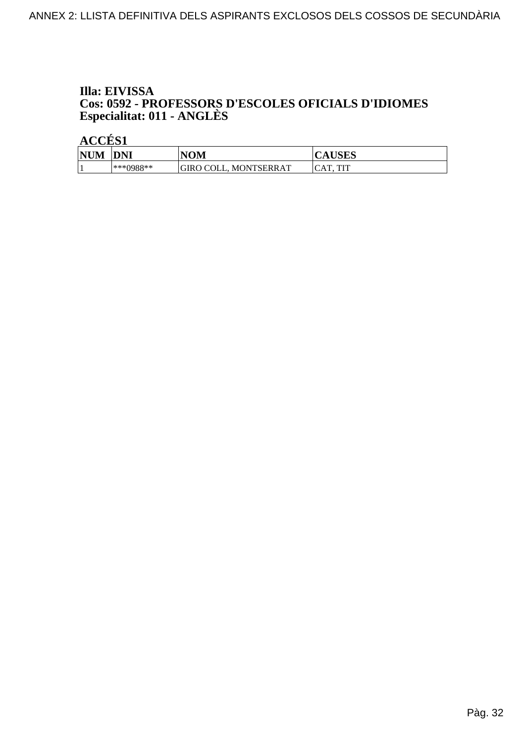**Illa: EIVISSA**
**Cos: 0592 - PROFESSORS D'ESCOLES OFICIALS D'IDIOMES**
**Especialitat: 011 - ANGLÈS**

**ACCÉS1**

| NUM | DNI | NOM | CAUSES |
|---|---|---|---|
| 1 | ***0988** | GIRO COLL, MONTSERRAT | CAT, TIT |